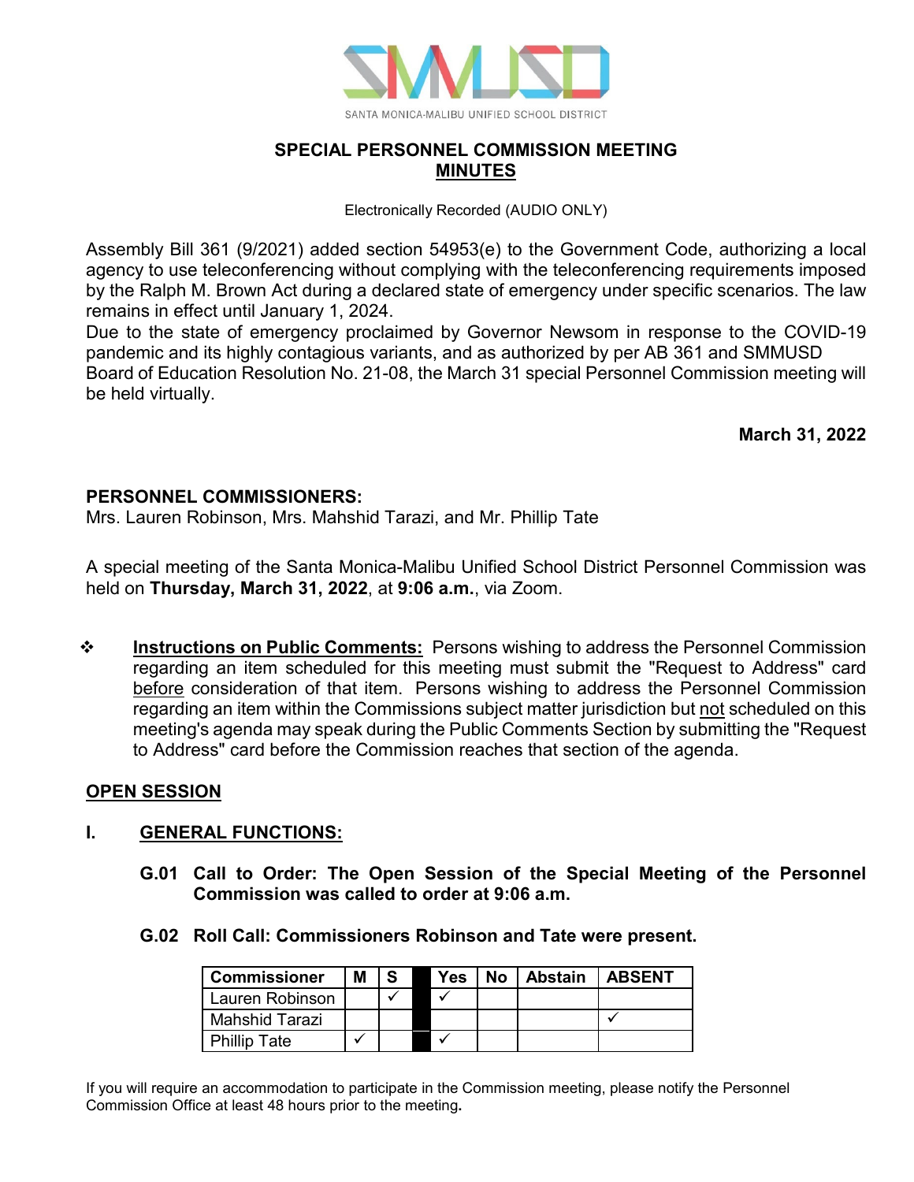SANTA MONICA-MALIBU UNIFIED SCHOOL DISTRICT

# SPECIAL PERSONNEL COMMISSION MEETING
## MINUTES

Electronically Recorded (AUDIO ONLY)

Assembly Bill 361 (9/2021) added section 54953(e) to the Government Code, authorizing a local agency to use teleconferencing without complying with the teleconferencing requirements imposed by the Ralph M. Brown Act during a declared state of emergency under specific scenarios. The law remains in effect until January 1, 2024.
Due to the state of emergency proclaimed by Governor Newsom in response to the COVID-19 pandemic and its highly contagious variants, and as authorized by per AB 361 and SMMUSD Board of Education Resolution No. 21-08, the March 31 special Personnel Commission meeting will be held virtually.

**March 31, 2022**

**PERSONNEL COMMISSIONERS:**
Mrs. Lauren Robinson, Mrs. Mahshid Tarazi, and Mr. Phillip Tate

A special meeting of the Santa Monica-Malibu Unified School District Personnel Commission was held on **Thursday, March 31, 2022**, at **9:06 a.m.**, via Zoom.

❖ **Instructions on Public Comments:** Persons wishing to address the Personnel Commission regarding an item scheduled for this meeting must submit the "Request to Address" card before consideration of that item. Persons wishing to address the Personnel Commission regarding an item within the Commissions subject matter jurisdiction but not scheduled on this meeting's agenda may speak during the Public Comments Section by submitting the "Request to Address" card before the Commission reaches that section of the agenda.

**OPEN SESSION**

**I. GENERAL FUNCTIONS:**

**G.01 Call to Order: The Open Session of the Special Meeting of the Personnel Commission was called to order at 9:06 a.m.**

**G.02 Roll Call: Commissioners Robinson and Tate were present.**

| Commissioner | M | S | | Yes | No | Abstain | ABSENT |
|---|---|---|---|---|---|---|---|
| Lauren Robinson | | ✓ | | ✓ | | | |
| Mahshid Tarazi | | | | | | | ✓ |
| Phillip Tate | ✓ | | | ✓ | | | |

If you will require an accommodation to participate in the Commission meeting, please notify the Personnel Commission Office at least 48 hours prior to the meeting.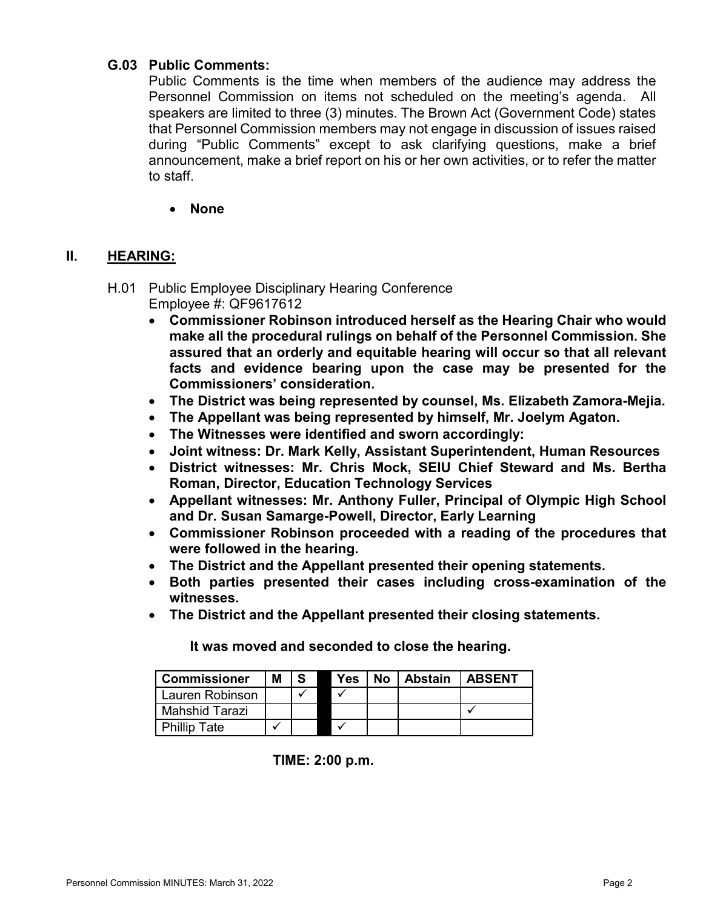### G.03 Public Comments:

Public Comments is the time when members of the audience may address the Personnel Commission on items not scheduled on the meeting's agenda. All speakers are limited to three (3) minutes. The Brown Act (Government Code) states that Personnel Commission members may not engage in discussion of issues raised during "Public Comments" except to ask clarifying questions, make a brief announcement, make a brief report on his or her own activities, or to refer the matter to staff.

- **None**

## II. HEARING:

H.01 Public Employee Disciplinary Hearing Conference
Employee #: QF9617612

- **Commissioner Robinson introduced herself as the Hearing Chair who would make all the procedural rulings on behalf of the Personnel Commission. She assured that an orderly and equitable hearing will occur so that all relevant facts and evidence bearing upon the case may be presented for the Commissioners' consideration.**
- **The District was being represented by counsel, Ms. Elizabeth Zamora-Mejia.**
- **The Appellant was being represented by himself, Mr. Joelym Agaton.**
- **The Witnesses were identified and sworn accordingly:**
- **Joint witness: Dr. Mark Kelly, Assistant Superintendent, Human Resources**
- **District witnesses: Mr. Chris Mock, SEIU Chief Steward and Ms. Bertha Roman, Director, Education Technology Services**
- **Appellant witnesses: Mr. Anthony Fuller, Principal of Olympic High School and Dr. Susan Samarge-Powell, Director, Early Learning**
- **Commissioner Robinson proceeded with a reading of the procedures that were followed in the hearing.**
- **The District and the Appellant presented their opening statements.**
- **Both parties presented their cases including cross-examination of the witnesses.**
- **The District and the Appellant presented their closing statements.**

**It was moved and seconded to close the hearing.**

| Commissioner | M | S | | Yes | No | Abstain | ABSENT |
|---|---|---|---|---|---|---|---|
| Lauren Robinson | | ✓ | | ✓ | | | |
| Mahshid Tarazi | | | | | | | ✓ |
| Phillip Tate | ✓ | | | ✓ | | | |

**TIME: 2:00 p.m.**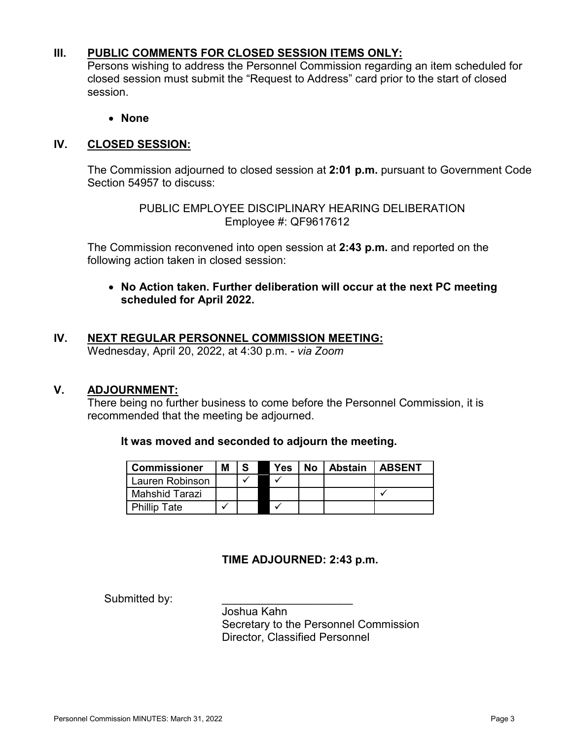## III. PUBLIC COMMENTS FOR CLOSED SESSION ITEMS ONLY:

Persons wishing to address the Personnel Commission regarding an item scheduled for closed session must submit the "Request to Address" card prior to the start of closed session.

- **None**

## IV. CLOSED SESSION:

The Commission adjourned to closed session at **2:01 p.m.** pursuant to Government Code Section 54957 to discuss:

PUBLIC EMPLOYEE DISCIPLINARY HEARING DELIBERATION
Employee #: QF9617612

The Commission reconvened into open session at **2:43 p.m.** and reported on the following action taken in closed session:

- **No Action taken. Further deliberation will occur at the next PC meeting scheduled for April 2022.**

## IV. NEXT REGULAR PERSONNEL COMMISSION MEETING:

Wednesday, April 20, 2022, at 4:30 p.m. - *via Zoom*

## V. ADJOURNMENT:

There being no further business to come before the Personnel Commission, it is recommended that the meeting be adjourned.

**It was moved and seconded to adjourn the meeting.**

| Commissioner | M | S | | Yes | No | Abstain | ABSENT |
|---|---|---|---|---|---|---|---|
| Lauren Robinson | | ✓ | | ✓ | | | |
| Mahshid Tarazi | | | | | | | ✓ |
| Phillip Tate | ✓ | | | ✓ | | | |

**TIME ADJOURNED: 2:43 p.m.**

Submitted by: ______________________

Joshua Kahn
Secretary to the Personnel Commission
Director, Classified Personnel